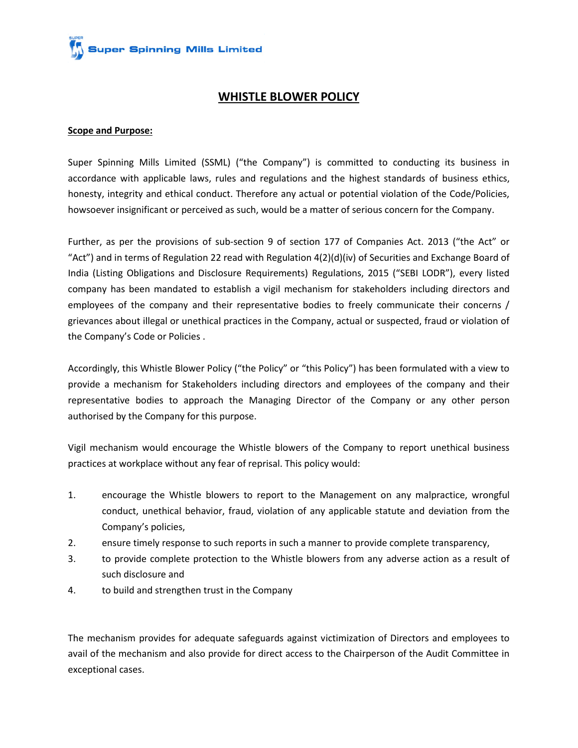Super Spinning Mills Limited

# WHISTLE BLOWER POLICY

**Scope and Purpose:**

Super Spinning Mills Limited (SSML) ("the Company") is committed to conducting its business in accordance with applicable laws, rules and regulations and the highest standards of business ethics, honesty, integrity and ethical conduct. Therefore any actual or potential violation of the Code/Policies, howsoever insignificant or perceived as such, would be a matter of serious concern for the Company.

Further, as per the provisions of sub-section 9 of section 177 of Companies Act. 2013 ("the Act" or "Act") and in terms of Regulation 22 read with Regulation 4(2)(d)(iv) of Securities and Exchange Board of India (Listing Obligations and Disclosure Requirements) Regulations, 2015 ("SEBI LODR"), every listed company has been mandated to establish a vigil mechanism for stakeholders including directors and employees of the company and their representative bodies to freely communicate their concerns / grievances about illegal or unethical practices in the Company, actual or suspected, fraud or violation of the Company's Code or Policies .

Accordingly, this Whistle Blower Policy ("the Policy" or "this Policy") has been formulated with a view to provide a mechanism for Stakeholders including directors and employees of the company and their representative bodies to approach the Managing Director of the Company or any other person authorised by the Company for this purpose.

Vigil mechanism would encourage the Whistle blowers of the Company to report unethical business practices at workplace without any fear of reprisal. This policy would:

1. encourage the Whistle blowers to report to the Management on any malpractice, wrongful conduct, unethical behavior, fraud, violation of any applicable statute and deviation from the Company's policies,
2. ensure timely response to such reports in such a manner to provide complete transparency,
3. to provide complete protection to the Whistle blowers from any adverse action as a result of such disclosure and
4. to build and strengthen trust in the Company

The mechanism provides for adequate safeguards against victimization of Directors and employees to avail of the mechanism and also provide for direct access to the Chairperson of the Audit Committee in exceptional cases.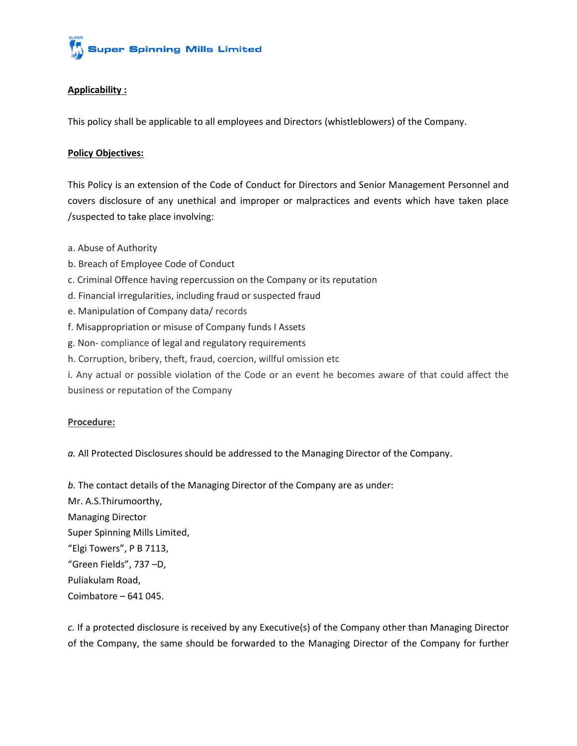**Applicability :**

This policy shall be applicable to all employees and Directors (whistleblowers) of the Company.

**Policy Objectives:**

This Policy is an extension of the Code of Conduct for Directors and Senior Management Personnel and covers disclosure of any unethical and improper or malpractices and events which have taken place /suspected to take place involving:

a. Abuse of Authority
b. Breach of Employee Code of Conduct
c. Criminal Offence having repercussion on the Company or its reputation
d. Financial irregularities, including fraud or suspected fraud
e. Manipulation of Company data/ records
f. Misappropriation or misuse of Company funds I Assets
g. Non- compliance of legal and regulatory requirements
h. Corruption, bribery, theft, fraud, coercion, willful omission etc
i. Any actual or possible violation of the Code or an event he becomes aware of that could affect the business or reputation of the Company

**Procedure:**

*a.* All Protected Disclosures should be addressed to the Managing Director of the Company.

*b.* The contact details of the Managing Director of the Company are as under:
Mr. A.S.Thirumoorthy,
Managing Director
Super Spinning Mills Limited,
"Elgi Towers", P B 7113,
"Green Fields", 737 –D,
Puliakulam Road,
Coimbatore – 641 045.

*c.* If a protected disclosure is received by any Executive(s) of the Company other than Managing Director of the Company, the same should be forwarded to the Managing Director of the Company for further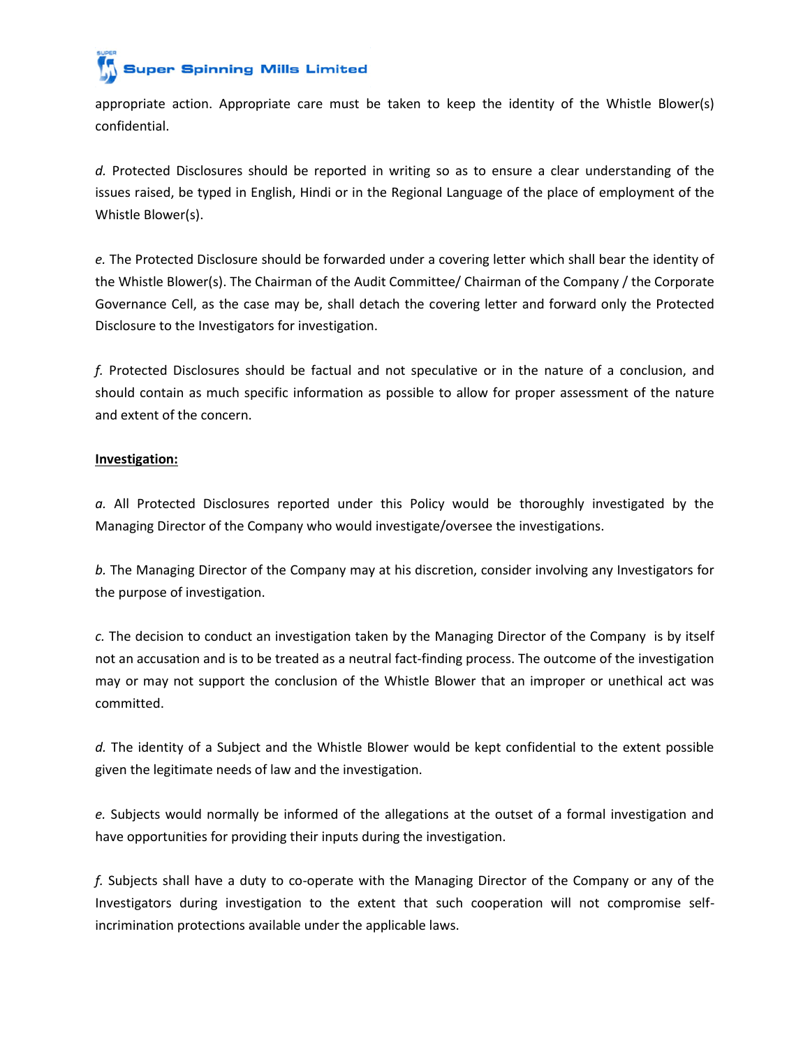appropriate action. Appropriate care must be taken to keep the identity of the Whistle Blower(s) confidential.

*d.* Protected Disclosures should be reported in writing so as to ensure a clear understanding of the issues raised, be typed in English, Hindi or in the Regional Language of the place of employment of the Whistle Blower(s).

*e.* The Protected Disclosure should be forwarded under a covering letter which shall bear the identity of the Whistle Blower(s). The Chairman of the Audit Committee/ Chairman of the Company / the Corporate Governance Cell, as the case may be, shall detach the covering letter and forward only the Protected Disclosure to the Investigators for investigation.

*f.* Protected Disclosures should be factual and not speculative or in the nature of a conclusion, and should contain as much specific information as possible to allow for proper assessment of the nature and extent of the concern.

**Investigation:**

*a.* All Protected Disclosures reported under this Policy would be thoroughly investigated by the Managing Director of the Company who would investigate/oversee the investigations.

*b.* The Managing Director of the Company may at his discretion, consider involving any Investigators for the purpose of investigation.

*c.* The decision to conduct an investigation taken by the Managing Director of the Company is by itself not an accusation and is to be treated as a neutral fact-finding process. The outcome of the investigation may or may not support the conclusion of the Whistle Blower that an improper or unethical act was committed.

*d.* The identity of a Subject and the Whistle Blower would be kept confidential to the extent possible given the legitimate needs of law and the investigation.

*e.* Subjects would normally be informed of the allegations at the outset of a formal investigation and have opportunities for providing their inputs during the investigation.

*f.* Subjects shall have a duty to co-operate with the Managing Director of the Company or any of the Investigators during investigation to the extent that such cooperation will not compromise self-incrimination protections available under the applicable laws.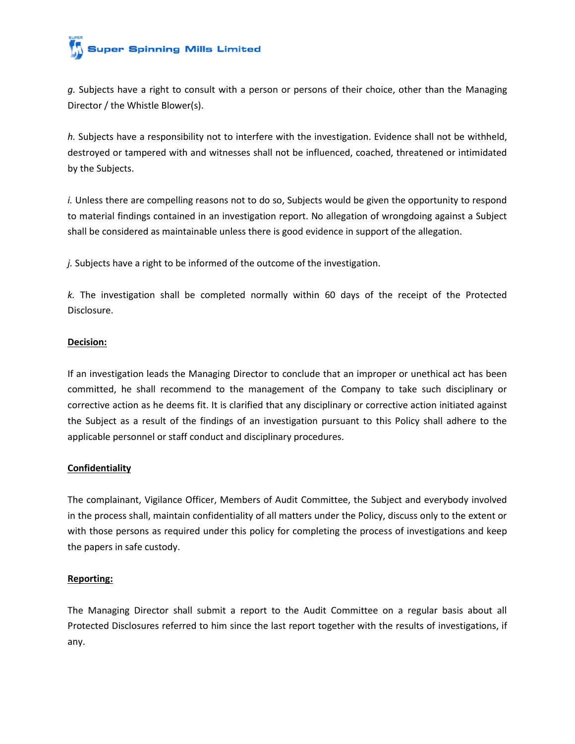*g.* Subjects have a right to consult with a person or persons of their choice, other than the Managing Director / the Whistle Blower(s).

*h.* Subjects have a responsibility not to interfere with the investigation. Evidence shall not be withheld, destroyed or tampered with and witnesses shall not be influenced, coached, threatened or intimidated by the Subjects.

*i.* Unless there are compelling reasons not to do so, Subjects would be given the opportunity to respond to material findings contained in an investigation report. No allegation of wrongdoing against a Subject shall be considered as maintainable unless there is good evidence in support of the allegation.

*j.* Subjects have a right to be informed of the outcome of the investigation.

*k.* The investigation shall be completed normally within 60 days of the receipt of the Protected Disclosure.

**Decision:**

If an investigation leads the Managing Director to conclude that an improper or unethical act has been committed, he shall recommend to the management of the Company to take such disciplinary or corrective action as he deems fit. It is clarified that any disciplinary or corrective action initiated against the Subject as a result of the findings of an investigation pursuant to this Policy shall adhere to the applicable personnel or staff conduct and disciplinary procedures.

**Confidentiality**

The complainant, Vigilance Officer, Members of Audit Committee, the Subject and everybody involved in the process shall, maintain confidentiality of all matters under the Policy, discuss only to the extent or with those persons as required under this policy for completing the process of investigations and keep the papers in safe custody.

**Reporting:**

The Managing Director shall submit a report to the Audit Committee on a regular basis about all Protected Disclosures referred to him since the last report together with the results of investigations, if any.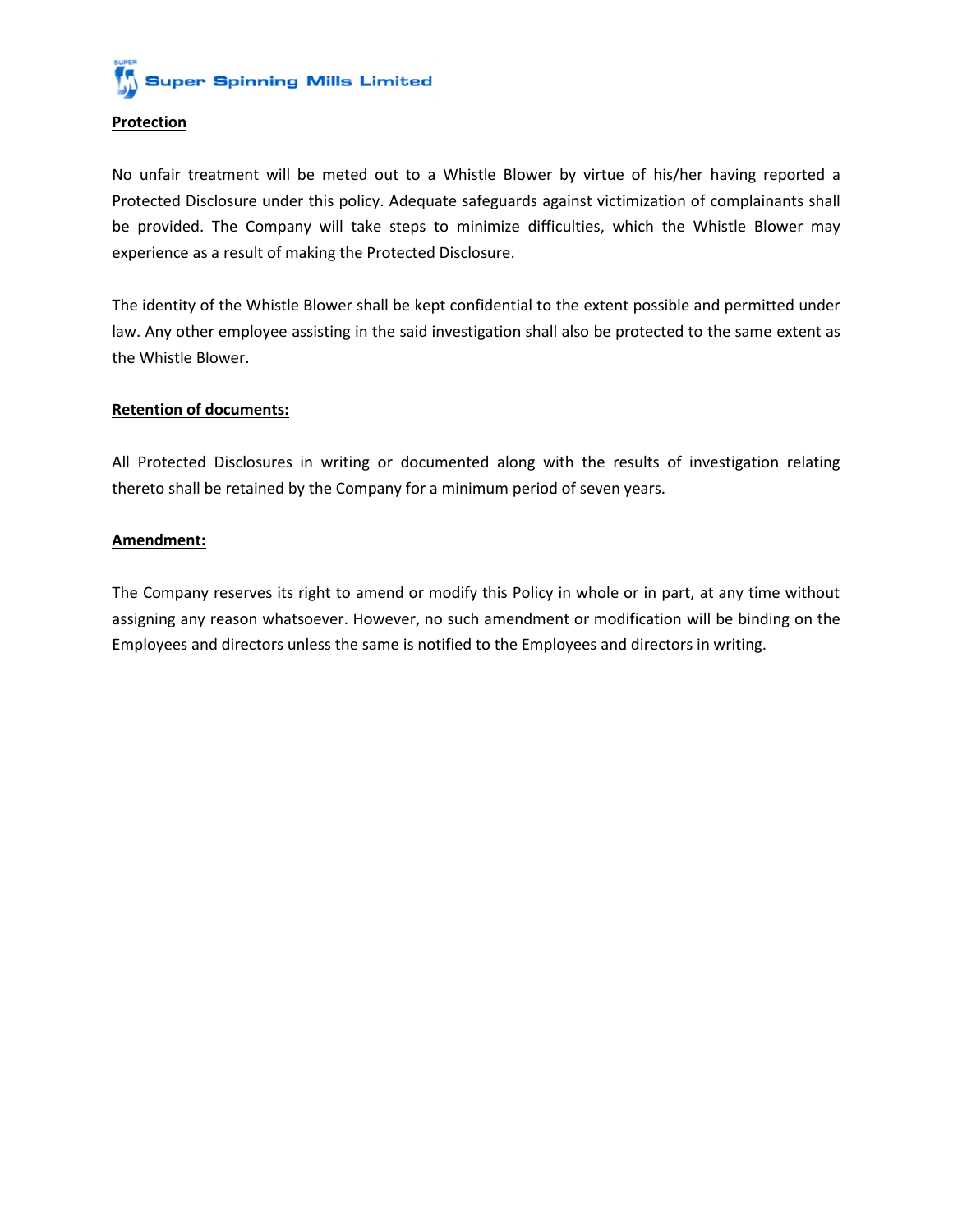**Protection**

No unfair treatment will be meted out to a Whistle Blower by virtue of his/her having reported a Protected Disclosure under this policy. Adequate safeguards against victimization of complainants shall be provided. The Company will take steps to minimize difficulties, which the Whistle Blower may experience as a result of making the Protected Disclosure.

The identity of the Whistle Blower shall be kept confidential to the extent possible and permitted under law. Any other employee assisting in the said investigation shall also be protected to the same extent as the Whistle Blower.

**Retention of documents:**

All Protected Disclosures in writing or documented along with the results of investigation relating thereto shall be retained by the Company for a minimum period of seven years.

**Amendment:**

The Company reserves its right to amend or modify this Policy in whole or in part, at any time without assigning any reason whatsoever. However, no such amendment or modification will be binding on the Employees and directors unless the same is notified to the Employees and directors in writing.